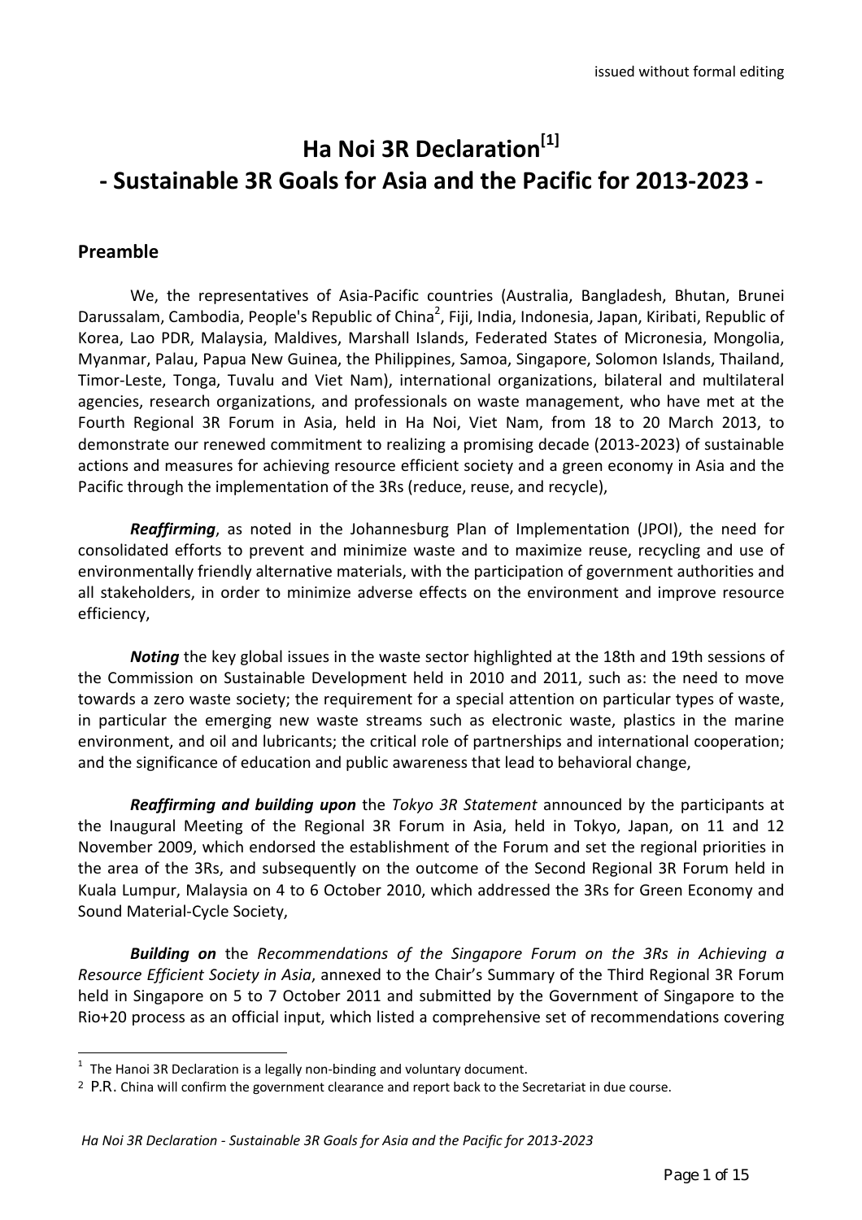issued without formal editing

# Ha Noi 3R Declaration[1]
# - Sustainable 3R Goals for Asia and the Pacific for 2013-2023 -

## Preamble

We, the representatives of Asia-Pacific countries (Australia, Bangladesh, Bhutan, Brunei Darussalam, Cambodia, People's Republic of China[2], Fiji, India, Indonesia, Japan, Kiribati, Republic of Korea, Lao PDR, Malaysia, Maldives, Marshall Islands, Federated States of Micronesia, Mongolia, Myanmar, Palau, Papua New Guinea, the Philippines, Samoa, Singapore, Solomon Islands, Thailand, Timor-Leste, Tonga, Tuvalu and Viet Nam), international organizations, bilateral and multilateral agencies, research organizations, and professionals on waste management, who have met at the Fourth Regional 3R Forum in Asia, held in Ha Noi, Viet Nam, from 18 to 20 March 2013, to demonstrate our renewed commitment to realizing a promising decade (2013-2023) of sustainable actions and measures for achieving resource efficient society and a green economy in Asia and the Pacific through the implementation of the 3Rs (reduce, reuse, and recycle),

***Reaffirming***, as noted in the Johannesburg Plan of Implementation (JPOI), the need for consolidated efforts to prevent and minimize waste and to maximize reuse, recycling and use of environmentally friendly alternative materials, with the participation of government authorities and all stakeholders, in order to minimize adverse effects on the environment and improve resource efficiency,

***Noting*** the key global issues in the waste sector highlighted at the 18th and 19th sessions of the Commission on Sustainable Development held in 2010 and 2011, such as: the need to move towards a zero waste society; the requirement for a special attention on particular types of waste, in particular the emerging new waste streams such as electronic waste, plastics in the marine environment, and oil and lubricants; the critical role of partnerships and international cooperation; and the significance of education and public awareness that lead to behavioral change,

***Reaffirming and building upon*** the *Tokyo 3R Statement* announced by the participants at the Inaugural Meeting of the Regional 3R Forum in Asia, held in Tokyo, Japan, on 11 and 12 November 2009, which endorsed the establishment of the Forum and set the regional priorities in the area of the 3Rs, and subsequently on the outcome of the Second Regional 3R Forum held in Kuala Lumpur, Malaysia on 4 to 6 October 2010, which addressed the 3Rs for Green Economy and Sound Material-Cycle Society,

***Building on*** the *Recommendations of the Singapore Forum on the 3Rs in Achieving a Resource Efficient Society in Asia*, annexed to the Chair's Summary of the Third Regional 3R Forum held in Singapore on 5 to 7 October 2011 and submitted by the Government of Singapore to the Rio+20 process as an official input, which listed a comprehensive set of recommendations covering

---

[1] The Hanoi 3R Declaration is a legally non-binding and voluntary document.

[2] P.R. China will confirm the government clearance and report back to the Secretariat in due course.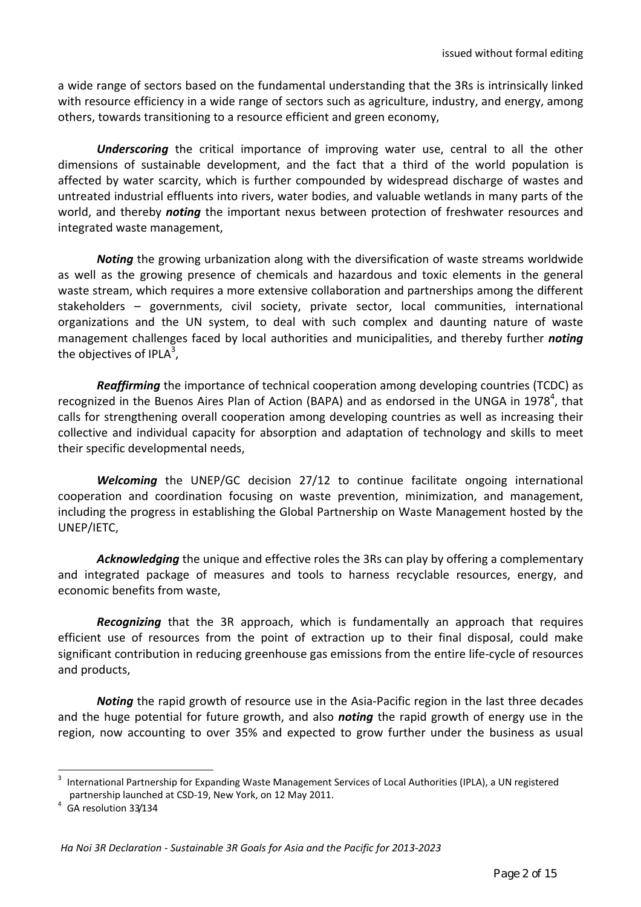a wide range of sectors based on the fundamental understanding that the 3Rs is intrinsically linked with resource efficiency in a wide range of sectors such as agriculture, industry, and energy, among others, towards transitioning to a resource efficient and green economy,

***Underscoring*** the critical importance of improving water use, central to all the other dimensions of sustainable development, and the fact that a third of the world population is affected by water scarcity, which is further compounded by widespread discharge of wastes and untreated industrial effluents into rivers, water bodies, and valuable wetlands in many parts of the world, and thereby ***noting*** the important nexus between protection of freshwater resources and integrated waste management,

***Noting*** the growing urbanization along with the diversification of waste streams worldwide as well as the growing presence of chemicals and hazardous and toxic elements in the general waste stream, which requires a more extensive collaboration and partnerships among the different stakeholders – governments, civil society, private sector, local communities, international organizations and the UN system, to deal with such complex and daunting nature of waste management challenges faced by local authorities and municipalities, and thereby further ***noting*** the objectives of IPLA[3],

***Reaffirming*** the importance of technical cooperation among developing countries (TCDC) as recognized in the Buenos Aires Plan of Action (BAPA) and as endorsed in the UNGA in 1978[4], that calls for strengthening overall cooperation among developing countries as well as increasing their collective and individual capacity for absorption and adaptation of technology and skills to meet their specific developmental needs,

***Welcoming*** the UNEP/GC decision 27/12 to continue facilitate ongoing international cooperation and coordination focusing on waste prevention, minimization, and management, including the progress in establishing the Global Partnership on Waste Management hosted by the UNEP/IETC,

***Acknowledging*** the unique and effective roles the 3Rs can play by offering a complementary and integrated package of measures and tools to harness recyclable resources, energy, and economic benefits from waste,

***Recognizing*** that the 3R approach, which is fundamentally an approach that requires efficient use of resources from the point of extraction up to their final disposal, could make significant contribution in reducing greenhouse gas emissions from the entire life-cycle of resources and products,

***Noting*** the rapid growth of resource use in the Asia-Pacific region in the last three decades and the huge potential for future growth, and also ***noting*** the rapid growth of energy use in the region, now accounting to over 35% and expected to grow further under the business as usual

---

[3] International Partnership for Expanding Waste Management Services of Local Authorities (IPLA), a UN registered partnership launched at CSD-19, New York, on 12 May 2011.

[4] GA resolution 33/134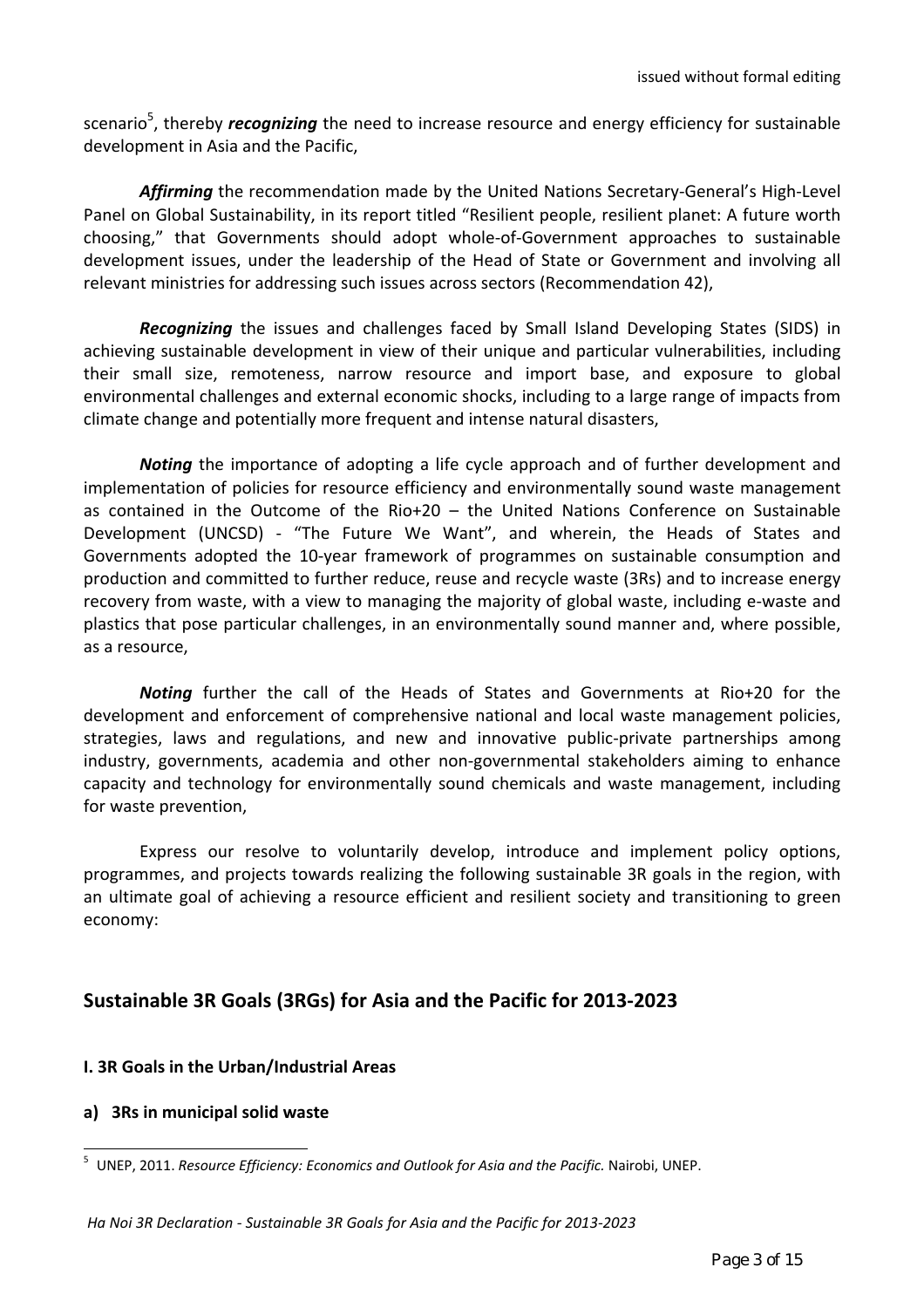scenario[5], thereby ***recognizing*** the need to increase resource and energy efficiency for sustainable development in Asia and the Pacific,

***Affirming*** the recommendation made by the United Nations Secretary-General's High-Level Panel on Global Sustainability, in its report titled "Resilient people, resilient planet: A future worth choosing," that Governments should adopt whole-of-Government approaches to sustainable development issues, under the leadership of the Head of State or Government and involving all relevant ministries for addressing such issues across sectors (Recommendation 42),

***Recognizing*** the issues and challenges faced by Small Island Developing States (SIDS) in achieving sustainable development in view of their unique and particular vulnerabilities, including their small size, remoteness, narrow resource and import base, and exposure to global environmental challenges and external economic shocks, including to a large range of impacts from climate change and potentially more frequent and intense natural disasters,

***Noting*** the importance of adopting a life cycle approach and of further development and implementation of policies for resource efficiency and environmentally sound waste management as contained in the Outcome of the Rio+20 – the United Nations Conference on Sustainable Development (UNCSD) - "The Future We Want", and wherein, the Heads of States and Governments adopted the 10-year framework of programmes on sustainable consumption and production and committed to further reduce, reuse and recycle waste (3Rs) and to increase energy recovery from waste, with a view to managing the majority of global waste, including e-waste and plastics that pose particular challenges, in an environmentally sound manner and, where possible, as a resource,

***Noting*** further the call of the Heads of States and Governments at Rio+20 for the development and enforcement of comprehensive national and local waste management policies, strategies, laws and regulations, and new and innovative public-private partnerships among industry, governments, academia and other non-governmental stakeholders aiming to enhance capacity and technology for environmentally sound chemicals and waste management, including for waste prevention,

Express our resolve to voluntarily develop, introduce and implement policy options, programmes, and projects towards realizing the following sustainable 3R goals in the region, with an ultimate goal of achieving a resource efficient and resilient society and transitioning to green economy:

## Sustainable 3R Goals (3RGs) for Asia and the Pacific for 2013-2023

### I. 3R Goals in the Urban/Industrial Areas

#### a) 3Rs in municipal solid waste

[5] UNEP, 2011. *Resource Efficiency: Economics and Outlook for Asia and the Pacific.* Nairobi, UNEP.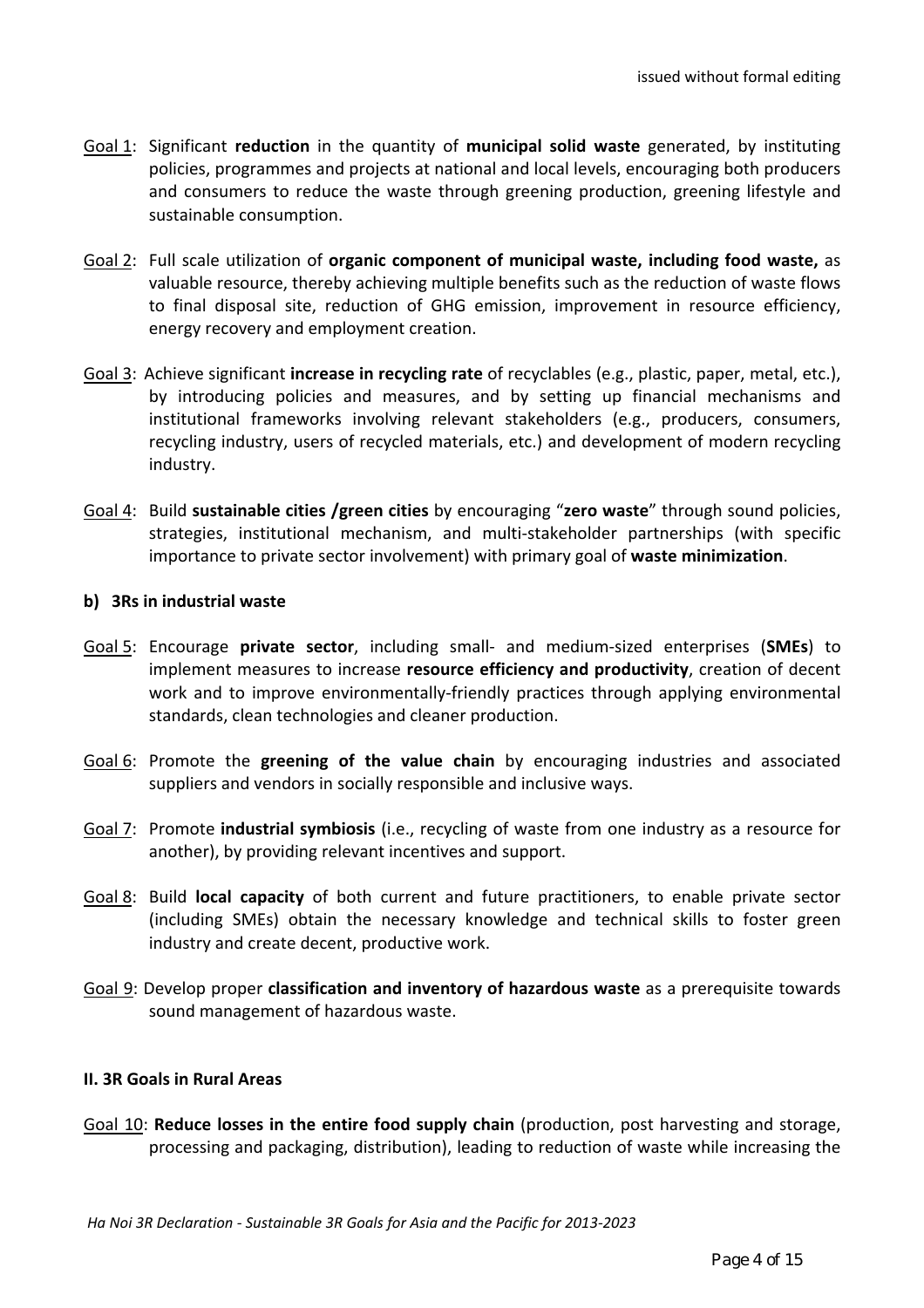Goal 1: Significant **reduction** in the quantity of **municipal solid waste** generated, by instituting policies, programmes and projects at national and local levels, encouraging both producers and consumers to reduce the waste through greening production, greening lifestyle and sustainable consumption.

Goal 2: Full scale utilization of **organic component of municipal waste, including food waste,** as valuable resource, thereby achieving multiple benefits such as the reduction of waste flows to final disposal site, reduction of GHG emission, improvement in resource efficiency, energy recovery and employment creation.

Goal 3: Achieve significant **increase in recycling rate** of recyclables (e.g., plastic, paper, metal, etc.), by introducing policies and measures, and by setting up financial mechanisms and institutional frameworks involving relevant stakeholders (e.g., producers, consumers, recycling industry, users of recycled materials, etc.) and development of modern recycling industry.

Goal 4: Build **sustainable cities /green cities** by encouraging "**zero waste**" through sound policies, strategies, institutional mechanism, and multi-stakeholder partnerships (with specific importance to private sector involvement) with primary goal of **waste minimization**.

**b) 3Rs in industrial waste**

Goal 5: Encourage **private sector**, including small- and medium-sized enterprises (**SMEs**) to implement measures to increase **resource efficiency and productivity**, creation of decent work and to improve environmentally-friendly practices through applying environmental standards, clean technologies and cleaner production.

Goal 6: Promote the **greening of the value chain** by encouraging industries and associated suppliers and vendors in socially responsible and inclusive ways.

Goal 7: Promote **industrial symbiosis** (i.e., recycling of waste from one industry as a resource for another), by providing relevant incentives and support.

Goal 8: Build **local capacity** of both current and future practitioners, to enable private sector (including SMEs) obtain the necessary knowledge and technical skills to foster green industry and create decent, productive work.

Goal 9: Develop proper **classification and inventory of hazardous waste** as a prerequisite towards sound management of hazardous waste.

**II. 3R Goals in Rural Areas**

Goal 10: **Reduce losses in the entire food supply chain** (production, post harvesting and storage, processing and packaging, distribution), leading to reduction of waste while increasing the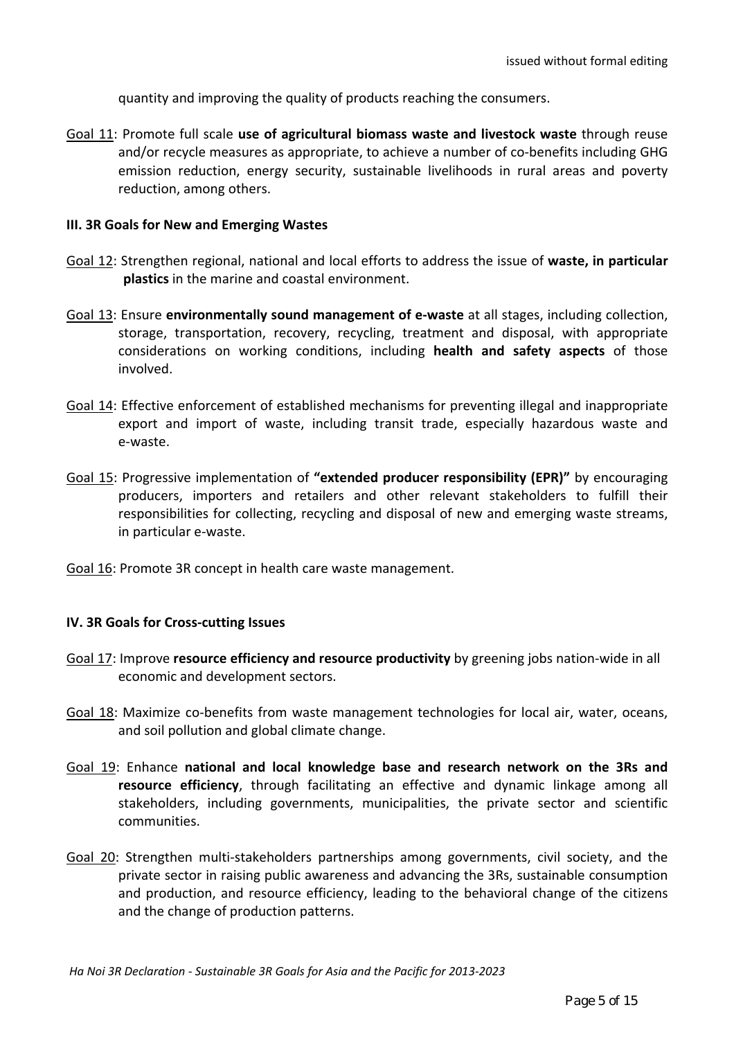quantity and improving the quality of products reaching the consumers.

Goal 11: Promote full scale **use of agricultural biomass waste and livestock waste** through reuse and/or recycle measures as appropriate, to achieve a number of co-benefits including GHG emission reduction, energy security, sustainable livelihoods in rural areas and poverty reduction, among others.

### III. 3R Goals for New and Emerging Wastes

Goal 12: Strengthen regional, national and local efforts to address the issue of **waste, in particular plastics** in the marine and coastal environment.

Goal 13: Ensure **environmentally sound management of e-waste** at all stages, including collection, storage, transportation, recovery, recycling, treatment and disposal, with appropriate considerations on working conditions, including **health and safety aspects** of those involved.

Goal 14: Effective enforcement of established mechanisms for preventing illegal and inappropriate export and import of waste, including transit trade, especially hazardous waste and e-waste.

Goal 15: Progressive implementation of **"extended producer responsibility (EPR)"** by encouraging producers, importers and retailers and other relevant stakeholders to fulfill their responsibilities for collecting, recycling and disposal of new and emerging waste streams, in particular e-waste.

Goal 16: Promote 3R concept in health care waste management.

### IV. 3R Goals for Cross-cutting Issues

Goal 17: Improve **resource efficiency and resource productivity** by greening jobs nation-wide in all economic and development sectors.

Goal 18: Maximize co-benefits from waste management technologies for local air, water, oceans, and soil pollution and global climate change.

Goal 19: Enhance **national and local knowledge base and research network on the 3Rs and resource efficiency**, through facilitating an effective and dynamic linkage among all stakeholders, including governments, municipalities, the private sector and scientific communities.

Goal 20: Strengthen multi-stakeholders partnerships among governments, civil society, and the private sector in raising public awareness and advancing the 3Rs, sustainable consumption and production, and resource efficiency, leading to the behavioral change of the citizens and the change of production patterns.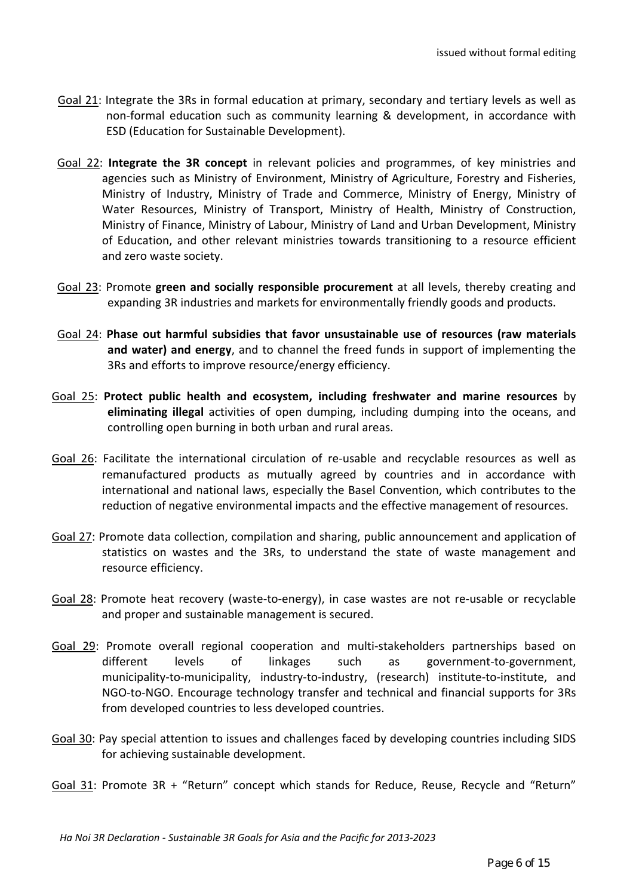Goal 21: Integrate the 3Rs in formal education at primary, secondary and tertiary levels as well as non-formal education such as community learning & development, in accordance with ESD (Education for Sustainable Development).

Goal 22: **Integrate the 3R concept** in relevant policies and programmes, of key ministries and agencies such as Ministry of Environment, Ministry of Agriculture, Forestry and Fisheries, Ministry of Industry, Ministry of Trade and Commerce, Ministry of Energy, Ministry of Water Resources, Ministry of Transport, Ministry of Health, Ministry of Construction, Ministry of Finance, Ministry of Labour, Ministry of Land and Urban Development, Ministry of Education, and other relevant ministries towards transitioning to a resource efficient and zero waste society.

Goal 23: Promote **green and socially responsible procurement** at all levels, thereby creating and expanding 3R industries and markets for environmentally friendly goods and products.

Goal 24: **Phase out harmful subsidies that favor unsustainable use of resources (raw materials and water) and energy**, and to channel the freed funds in support of implementing the 3Rs and efforts to improve resource/energy efficiency.

Goal 25: **Protect public health and ecosystem, including freshwater and marine resources** by **eliminating illegal** activities of open dumping, including dumping into the oceans, and controlling open burning in both urban and rural areas.

Goal 26: Facilitate the international circulation of re-usable and recyclable resources as well as remanufactured products as mutually agreed by countries and in accordance with international and national laws, especially the Basel Convention, which contributes to the reduction of negative environmental impacts and the effective management of resources.

Goal 27: Promote data collection, compilation and sharing, public announcement and application of statistics on wastes and the 3Rs, to understand the state of waste management and resource efficiency.

Goal 28: Promote heat recovery (waste-to-energy), in case wastes are not re-usable or recyclable and proper and sustainable management is secured.

Goal 29: Promote overall regional cooperation and multi-stakeholders partnerships based on different levels of linkages such as government-to-government, municipality-to-municipality, industry-to-industry, (research) institute-to-institute, and NGO-to-NGO. Encourage technology transfer and technical and financial supports for 3Rs from developed countries to less developed countries.

Goal 30: Pay special attention to issues and challenges faced by developing countries including SIDS for achieving sustainable development.

Goal 31: Promote 3R + "Return" concept which stands for Reduce, Reuse, Recycle and "Return"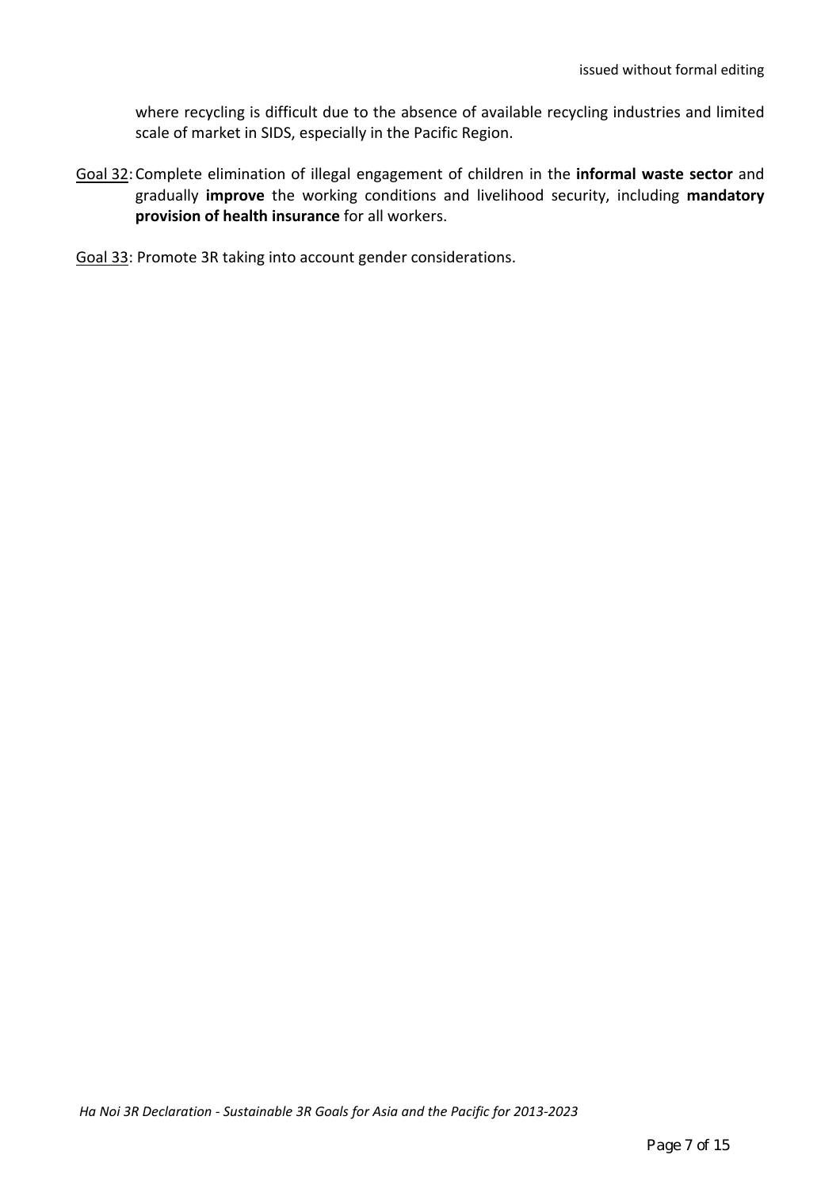where recycling is difficult due to the absence of available recycling industries and limited scale of market in SIDS, especially in the Pacific Region.

Goal 32: Complete elimination of illegal engagement of children in the **informal waste sector** and gradually **improve** the working conditions and livelihood security, including **mandatory provision of health insurance** for all workers.

Goal 33: Promote 3R taking into account gender considerations.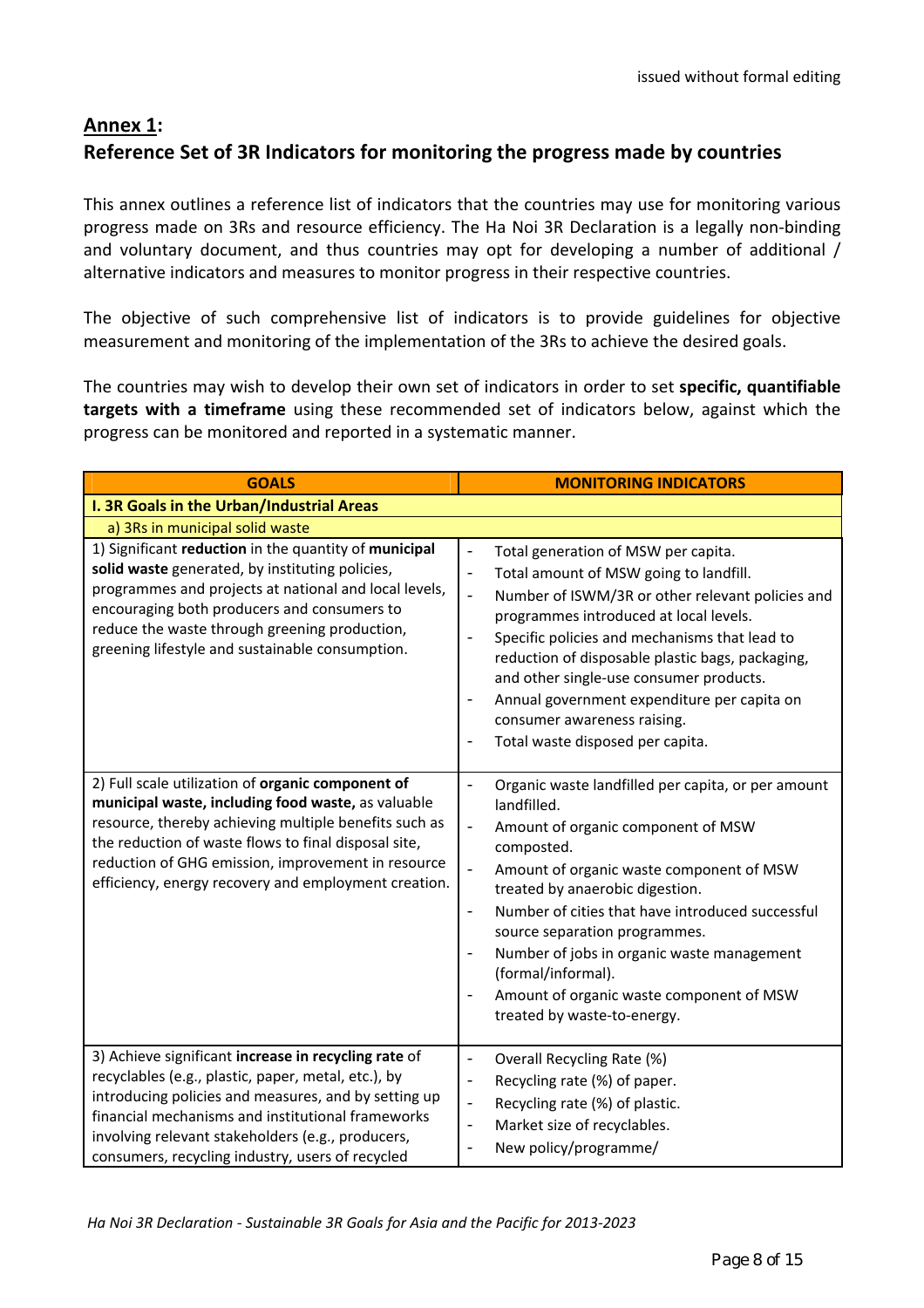issued without formal editing

## Annex 1:
## Reference Set of 3R Indicators for monitoring the progress made by countries

This annex outlines a reference list of indicators that the countries may use for monitoring various progress made on 3Rs and resource efficiency. The Ha Noi 3R Declaration is a legally non-binding and voluntary document, and thus countries may opt for developing a number of additional / alternative indicators and measures to monitor progress in their respective countries.

The objective of such comprehensive list of indicators is to provide guidelines for objective measurement and monitoring of the implementation of the 3Rs to achieve the desired goals.

The countries may wish to develop their own set of indicators in order to set **specific, quantifiable targets with a timeframe** using these recommended set of indicators below, against which the progress can be monitored and reported in a systematic manner.

| GOALS | MONITORING INDICATORS |
|---|---|
| **I. 3R Goals in the Urban/Industrial Areas** | |
| a) 3Rs in municipal solid waste | |
| 1) Significant **reduction** in the quantity of **municipal solid waste** generated, by instituting policies, programmes and projects at national and local levels, encouraging both producers and consumers to reduce the waste through greening production, greening lifestyle and sustainable consumption. | - Total generation of MSW per capita.<br>- Total amount of MSW going to landfill.<br>- Number of ISWM/3R or other relevant policies and programmes introduced at local levels.<br>- Specific policies and mechanisms that lead to reduction of disposable plastic bags, packaging, and other single-use consumer products.<br>- Annual government expenditure per capita on consumer awareness raising.<br>- Total waste disposed per capita. |
| 2) Full scale utilization of **organic component of municipal waste, including food waste,** as valuable resource, thereby achieving multiple benefits such as the reduction of waste flows to final disposal site, reduction of GHG emission, improvement in resource efficiency, energy recovery and employment creation. | - Organic waste landfilled per capita, or per amount landfilled.<br>- Amount of organic component of MSW composted.<br>- Amount of organic waste component of MSW treated by anaerobic digestion.<br>- Number of cities that have introduced successful source separation programmes.<br>- Number of jobs in organic waste management (formal/informal).<br>- Amount of organic waste component of MSW treated by waste-to-energy. |
| 3) Achieve significant **increase in recycling rate** of recyclables (e.g., plastic, paper, metal, etc.), by introducing policies and measures, and by setting up financial mechanisms and institutional frameworks involving relevant stakeholders (e.g., producers, consumers, recycling industry, users of recycled | - Overall Recycling Rate (%)<br>- Recycling rate (%) of paper.<br>- Recycling rate (%) of plastic.<br>- Market size of recyclables.<br>- New policy/programme/ |

*Ha Noi 3R Declaration - Sustainable 3R Goals for Asia and the Pacific for 2013-2023*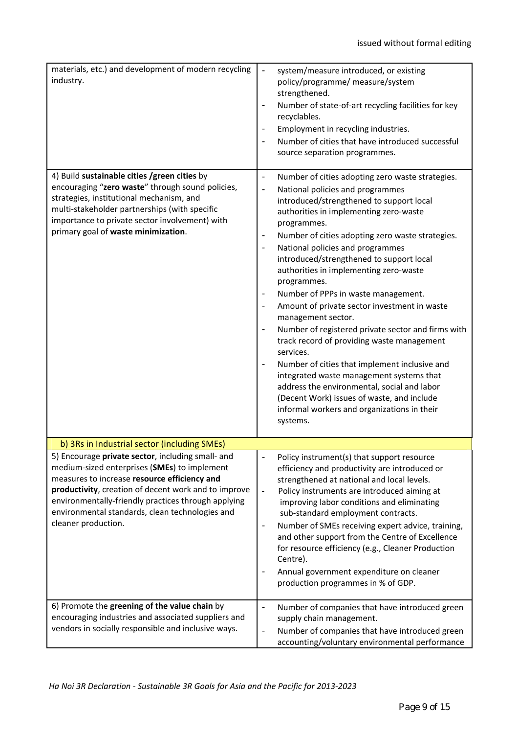| | |
|---|---|
| materials, etc.) and development of modern recycling industry. | - system/measure introduced, or existing policy/programme/ measure/system strengthened.<br>- Number of state-of-art recycling facilities for key recyclables.<br>- Employment in recycling industries.<br>- Number of cities that have introduced successful source separation programmes. |
| 4) Build **sustainable cities /green cities** by encouraging "**zero waste**" through sound policies, strategies, institutional mechanism, and multi-stakeholder partnerships (with specific importance to private sector involvement) with primary goal of **waste minimization**. | - Number of cities adopting zero waste strategies.<br>- National policies and programmes introduced/strengthened to support local authorities in implementing zero-waste programmes.<br>- Number of cities adopting zero waste strategies.<br>- National policies and programmes introduced/strengthened to support local authorities in implementing zero-waste programmes.<br>- Number of PPPs in waste management.<br>- Amount of private sector investment in waste management sector.<br>- Number of registered private sector and firms with track record of providing waste management services.<br>- Number of cities that implement inclusive and integrated waste management systems that address the environmental, social and labor (Decent Work) issues of waste, and include informal workers and organizations in their systems. |
| b) 3Rs in Industrial sector (including SMEs) | |
| 5) Encourage **private sector**, including small- and medium-sized enterprises (**SMEs**) to implement measures to increase **resource efficiency and productivity**, creation of decent work and to improve environmentally-friendly practices through applying environmental standards, clean technologies and cleaner production. | - Policy instrument(s) that support resource efficiency and productivity are introduced or strengthened at national and local levels.<br>- Policy instruments are introduced aiming at improving labor conditions and eliminating sub-standard employment contracts.<br>- Number of SMEs receiving expert advice, training, and other support from the Centre of Excellence for resource efficiency (e.g., Cleaner Production Centre).<br>- Annual government expenditure on cleaner production programmes in % of GDP. |
| 6) Promote the **greening of the value chain** by encouraging industries and associated suppliers and vendors in socially responsible and inclusive ways. | - Number of companies that have introduced green supply chain management.<br>- Number of companies that have introduced green accounting/voluntary environmental performance |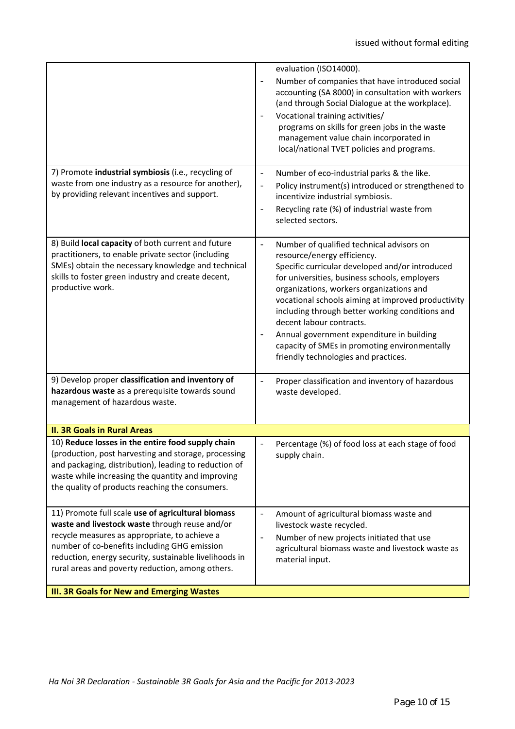| | |
|---|---|
| | evaluation (ISO14000).<br>- Number of companies that have introduced social accounting (SA 8000) in consultation with workers (and through Social Dialogue at the workplace).<br>- Vocational training activities/ programs on skills for green jobs in the waste management value chain incorporated in local/national TVET policies and programs. |
| 7) Promote **industrial symbiosis** (i.e., recycling of waste from one industry as a resource for another), by providing relevant incentives and support. | - Number of eco-industrial parks & the like.<br>- Policy instrument(s) introduced or strengthened to incentivize industrial symbiosis.<br>- Recycling rate (%) of industrial waste from selected sectors. |
| 8) Build **local capacity** of both current and future practitioners, to enable private sector (including SMEs) obtain the necessary knowledge and technical skills to foster green industry and create decent, productive work. | - Number of qualified technical advisors on resource/energy efficiency. Specific curricular developed and/or introduced for universities, business schools, employers organizations, workers organizations and vocational schools aiming at improved productivity including through better working conditions and decent labour contracts.<br>- Annual government expenditure in building capacity of SMEs in promoting environmentally friendly technologies and practices. |
| 9) Develop proper **classification and inventory of hazardous waste** as a prerequisite towards sound management of hazardous waste. | - Proper classification and inventory of hazardous waste developed. |
| **II. 3R Goals in Rural Areas** | |
| 10) **Reduce losses in the entire food supply chain** (production, post harvesting and storage, processing and packaging, distribution), leading to reduction of waste while increasing the quantity and improving the quality of products reaching the consumers. | - Percentage (%) of food loss at each stage of food supply chain. |
| 11) Promote full scale **use of agricultural biomass waste and livestock waste** through reuse and/or recycle measures as appropriate, to achieve a number of co-benefits including GHG emission reduction, energy security, sustainable livelihoods in rural areas and poverty reduction, among others. | - Amount of agricultural biomass waste and livestock waste recycled.<br>- Number of new projects initiated that use agricultural biomass waste and livestock waste as material input. |
| **III. 3R Goals for New and Emerging Wastes** | |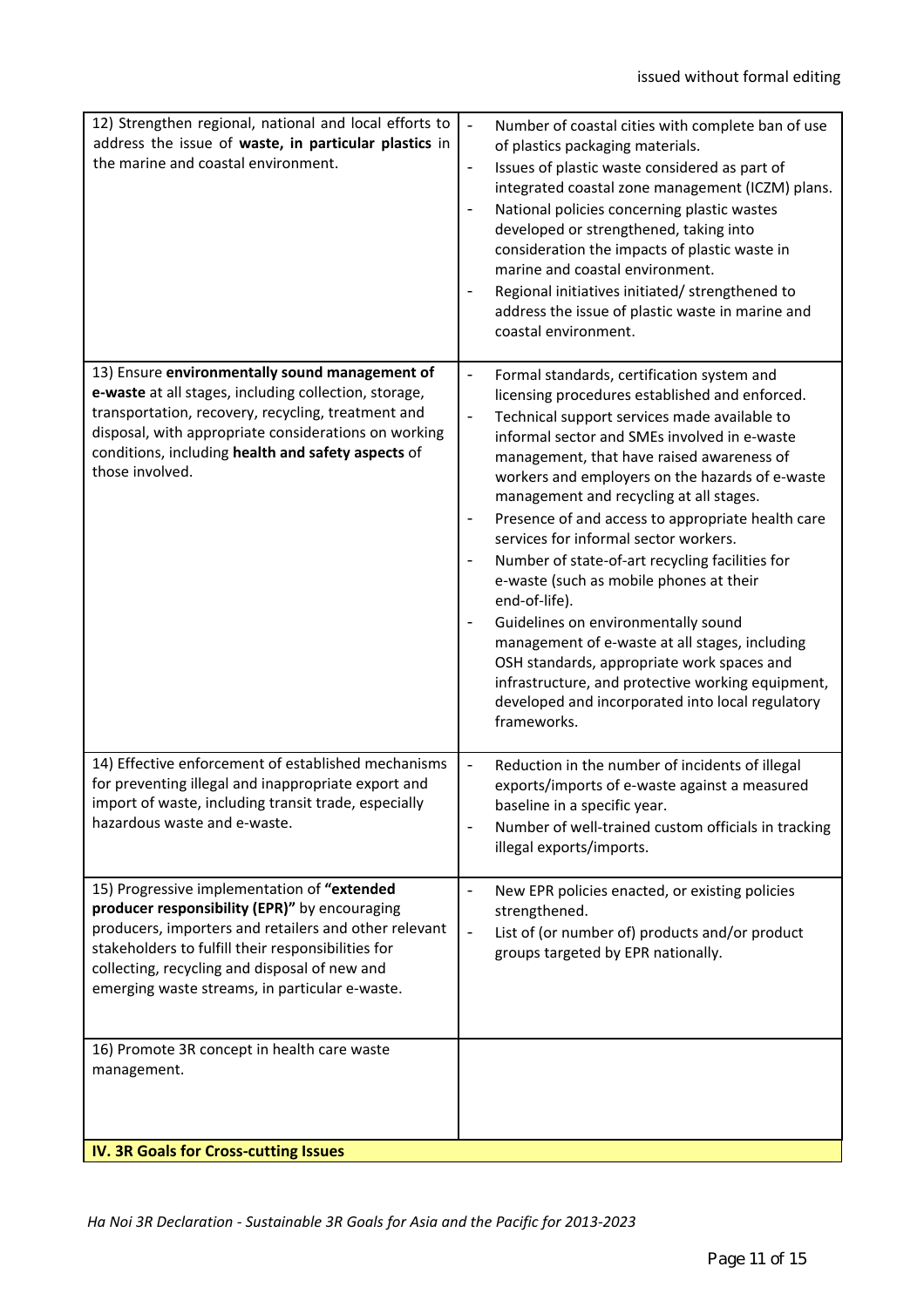| | |
|---|---|
| 12) Strengthen regional, national and local efforts to address the issue of **waste, in particular plastics** in the marine and coastal environment. | - Number of coastal cities with complete ban of use of plastics packaging materials.<br>- Issues of plastic waste considered as part of integrated coastal zone management (ICZM) plans.<br>- National policies concerning plastic wastes developed or strengthened, taking into consideration the impacts of plastic waste in marine and coastal environment.<br>- Regional initiatives initiated/ strengthened to address the issue of plastic waste in marine and coastal environment. |
| 13) Ensure **environmentally sound management of e-waste** at all stages, including collection, storage, transportation, recovery, recycling, treatment and disposal, with appropriate considerations on working conditions, including **health and safety aspects** of those involved. | - Formal standards, certification system and licensing procedures established and enforced.<br>- Technical support services made available to informal sector and SMEs involved in e-waste management, that have raised awareness of workers and employers on the hazards of e-waste management and recycling at all stages.<br>- Presence of and access to appropriate health care services for informal sector workers.<br>- Number of state-of-art recycling facilities for e-waste (such as mobile phones at their end-of-life).<br>- Guidelines on environmentally sound management of e-waste at all stages, including OSH standards, appropriate work spaces and infrastructure, and protective working equipment, developed and incorporated into local regulatory frameworks. |
| 14) Effective enforcement of established mechanisms for preventing illegal and inappropriate export and import of waste, including transit trade, especially hazardous waste and e-waste. | - Reduction in the number of incidents of illegal exports/imports of e-waste against a measured baseline in a specific year.<br>- Number of well-trained custom officials in tracking illegal exports/imports. |
| 15) Progressive implementation of **"extended producer responsibility (EPR)"** by encouraging producers, importers and retailers and other relevant stakeholders to fulfill their responsibilities for collecting, recycling and disposal of new and emerging waste streams, in particular e-waste. | - New EPR policies enacted, or existing policies strengthened.<br>- List of (or number of) products and/or product groups targeted by EPR nationally. |
| 16) Promote 3R concept in health care waste management. | |
| **IV. 3R Goals for Cross-cutting Issues** | |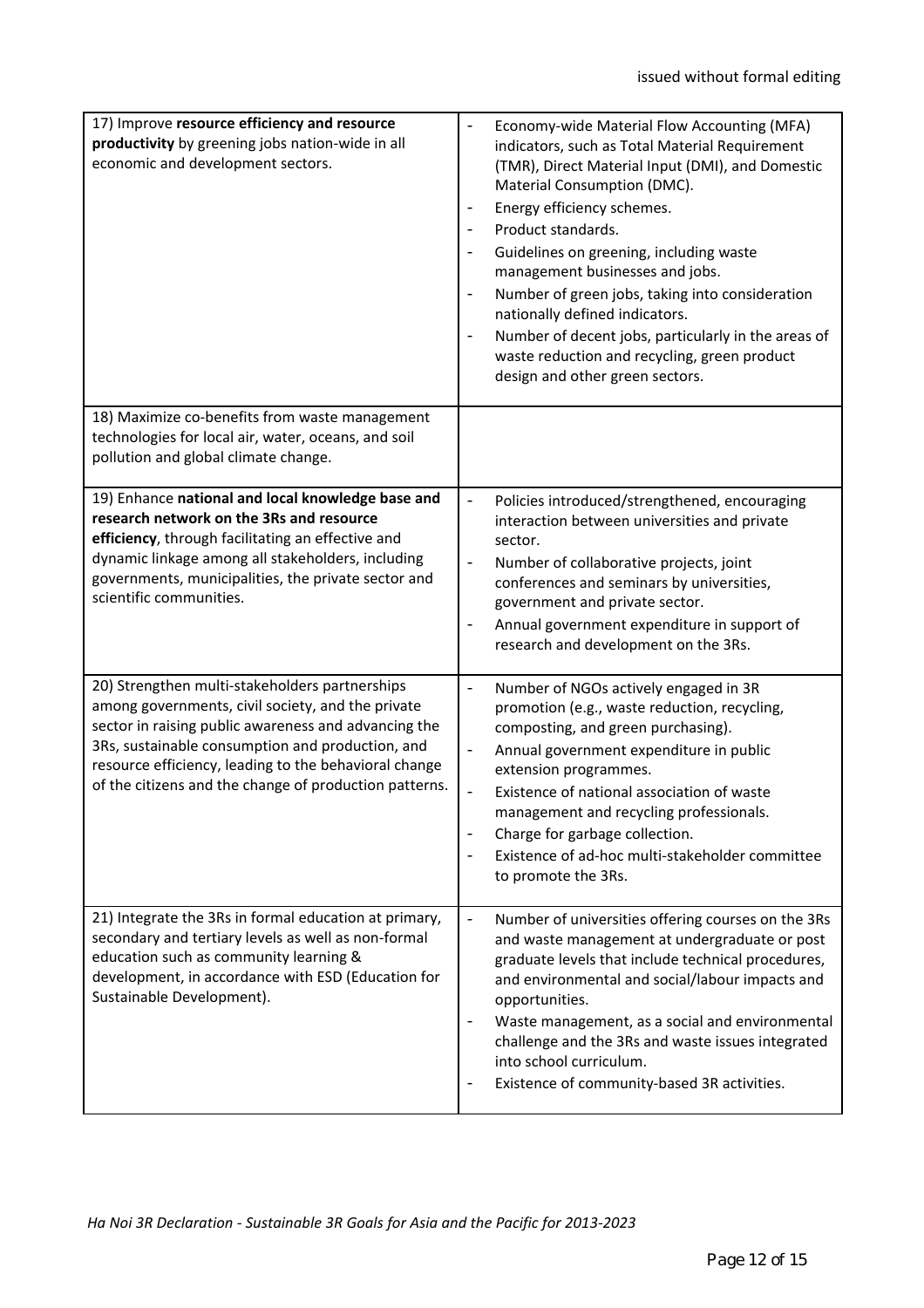| | |
|---|---|
| 17) Improve **resource efficiency and resource productivity** by greening jobs nation-wide in all economic and development sectors. | - Economy-wide Material Flow Accounting (MFA) indicators, such as Total Material Requirement (TMR), Direct Material Input (DMI), and Domestic Material Consumption (DMC).<br>- Energy efficiency schemes.<br>- Product standards.<br>- Guidelines on greening, including waste management businesses and jobs.<br>- Number of green jobs, taking into consideration nationally defined indicators.<br>- Number of decent jobs, particularly in the areas of waste reduction and recycling, green product design and other green sectors. |
| 18) Maximize co-benefits from waste management technologies for local air, water, oceans, and soil pollution and global climate change. | |
| 19) Enhance **national and local knowledge base and research network on the 3Rs and resource efficiency**, through facilitating an effective and dynamic linkage among all stakeholders, including governments, municipalities, the private sector and scientific communities. | - Policies introduced/strengthened, encouraging interaction between universities and private sector.<br>- Number of collaborative projects, joint conferences and seminars by universities, government and private sector.<br>- Annual government expenditure in support of research and development on the 3Rs. |
| 20) Strengthen multi-stakeholders partnerships among governments, civil society, and the private sector in raising public awareness and advancing the 3Rs, sustainable consumption and production, and resource efficiency, leading to the behavioral change of the citizens and the change of production patterns. | - Number of NGOs actively engaged in 3R promotion (e.g., waste reduction, recycling, composting, and green purchasing).<br>- Annual government expenditure in public extension programmes.<br>- Existence of national association of waste management and recycling professionals.<br>- Charge for garbage collection.<br>- Existence of ad-hoc multi-stakeholder committee to promote the 3Rs. |
| 21) Integrate the 3Rs in formal education at primary, secondary and tertiary levels as well as non-formal education such as community learning & development, in accordance with ESD (Education for Sustainable Development). | - Number of universities offering courses on the 3Rs and waste management at undergraduate or post graduate levels that include technical procedures, and environmental and social/labour impacts and opportunities.<br>- Waste management, as a social and environmental challenge and the 3Rs and waste issues integrated into school curriculum.<br>- Existence of community-based 3R activities. |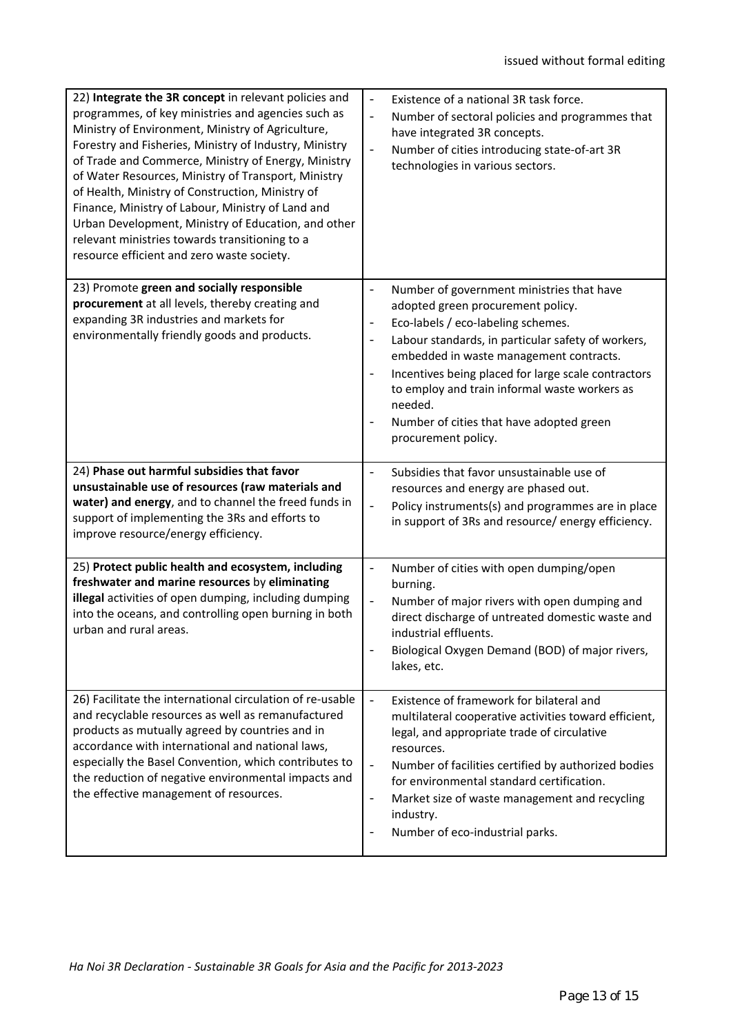| | |
|---|---|
| 22) **Integrate the 3R concept** in relevant policies and programmes, of key ministries and agencies such as Ministry of Environment, Ministry of Agriculture, Forestry and Fisheries, Ministry of Industry, Ministry of Trade and Commerce, Ministry of Energy, Ministry of Water Resources, Ministry of Transport, Ministry of Health, Ministry of Construction, Ministry of Finance, Ministry of Labour, Ministry of Land and Urban Development, Ministry of Education, and other relevant ministries towards transitioning to a resource efficient and zero waste society. | - Existence of a national 3R task force.<br>- Number of sectoral policies and programmes that have integrated 3R concepts.<br>- Number of cities introducing state-of-art 3R technologies in various sectors. |
| 23) Promote **green and socially responsible procurement** at all levels, thereby creating and expanding 3R industries and markets for environmentally friendly goods and products. | - Number of government ministries that have adopted green procurement policy.<br>- Eco-labels / eco-labeling schemes.<br>- Labour standards, in particular safety of workers, embedded in waste management contracts.<br>- Incentives being placed for large scale contractors to employ and train informal waste workers as needed.<br>- Number of cities that have adopted green procurement policy. |
| 24) **Phase out harmful subsidies that favor unsustainable use of resources (raw materials and water) and energy**, and to channel the freed funds in support of implementing the 3Rs and efforts to improve resource/energy efficiency. | - Subsidies that favor unsustainable use of resources and energy are phased out.<br>- Policy instruments(s) and programmes are in place in support of 3Rs and resource/ energy efficiency. |
| 25) **Protect public health and ecosystem, including freshwater and marine resources** by **eliminating illegal** activities of open dumping, including dumping into the oceans, and controlling open burning in both urban and rural areas. | - Number of cities with open dumping/open burning.<br>- Number of major rivers with open dumping and direct discharge of untreated domestic waste and industrial effluents.<br>- Biological Oxygen Demand (BOD) of major rivers, lakes, etc. |
| 26) Facilitate the international circulation of re-usable and recyclable resources as well as remanufactured products as mutually agreed by countries and in accordance with international and national laws, especially the Basel Convention, which contributes to the reduction of negative environmental impacts and the effective management of resources. | - Existence of framework for bilateral and multilateral cooperative activities toward efficient, legal, and appropriate trade of circulative resources.<br>- Number of facilities certified by authorized bodies for environmental standard certification.<br>- Market size of waste management and recycling industry.<br>- Number of eco-industrial parks. |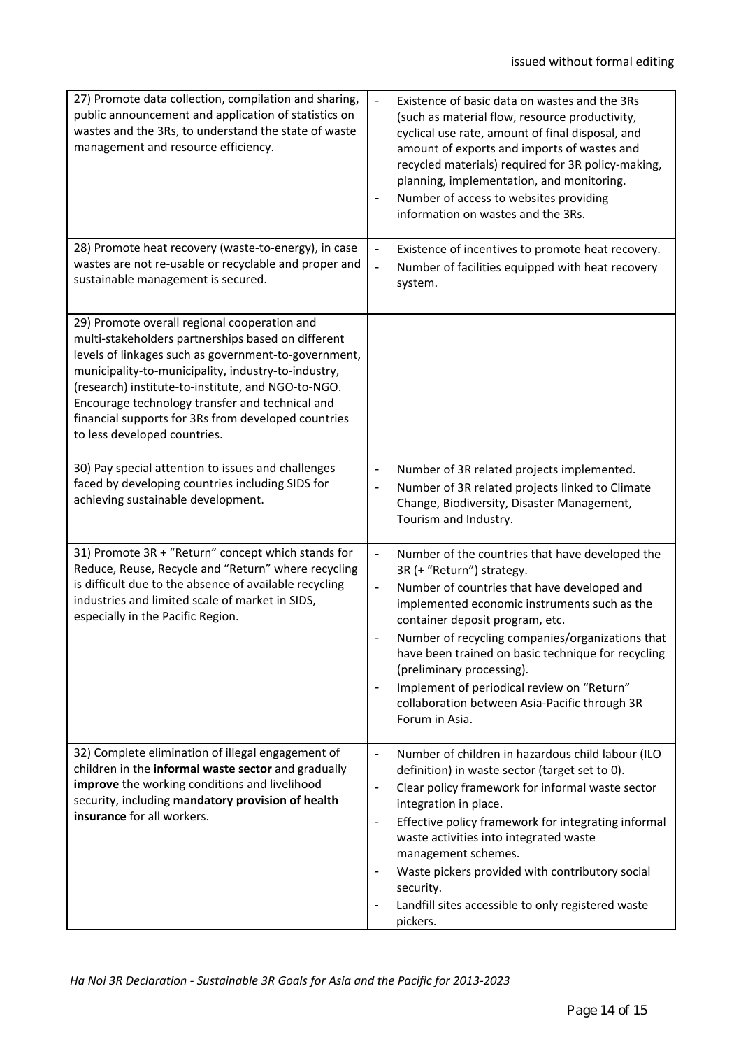| | |
|---|---|
| 27) Promote data collection, compilation and sharing, public announcement and application of statistics on wastes and the 3Rs, to understand the state of waste management and resource efficiency. | - Existence of basic data on wastes and the 3Rs (such as material flow, resource productivity, cyclical use rate, amount of final disposal, and amount of exports and imports of wastes and recycled materials) required for 3R policy-making, planning, implementation, and monitoring.<br>- Number of access to websites providing information on wastes and the 3Rs. |
| 28) Promote heat recovery (waste-to-energy), in case wastes are not re-usable or recyclable and proper and sustainable management is secured. | - Existence of incentives to promote heat recovery.<br>- Number of facilities equipped with heat recovery system. |
| 29) Promote overall regional cooperation and multi-stakeholders partnerships based on different levels of linkages such as government-to-government, municipality-to-municipality, industry-to-industry, (research) institute-to-institute, and NGO-to-NGO. Encourage technology transfer and technical and financial supports for 3Rs from developed countries to less developed countries. | |
| 30) Pay special attention to issues and challenges faced by developing countries including SIDS for achieving sustainable development. | - Number of 3R related projects implemented.<br>- Number of 3R related projects linked to Climate Change, Biodiversity, Disaster Management, Tourism and Industry. |
| 31) Promote 3R + "Return" concept which stands for Reduce, Reuse, Recycle and "Return" where recycling is difficult due to the absence of available recycling industries and limited scale of market in SIDS, especially in the Pacific Region. | - Number of the countries that have developed the 3R (+ "Return") strategy.<br>- Number of countries that have developed and implemented economic instruments such as the container deposit program, etc.<br>- Number of recycling companies/organizations that have been trained on basic technique for recycling (preliminary processing).<br>- Implement of periodical review on "Return" collaboration between Asia-Pacific through 3R Forum in Asia. |
| 32) Complete elimination of illegal engagement of children in the **informal waste sector** and gradually **improve** the working conditions and livelihood security, including **mandatory provision of health insurance** for all workers. | - Number of children in hazardous child labour (ILO definition) in waste sector (target set to 0).<br>- Clear policy framework for informal waste sector integration in place.<br>- Effective policy framework for integrating informal waste activities into integrated waste management schemes.<br>- Waste pickers provided with contributory social security.<br>- Landfill sites accessible to only registered waste pickers. |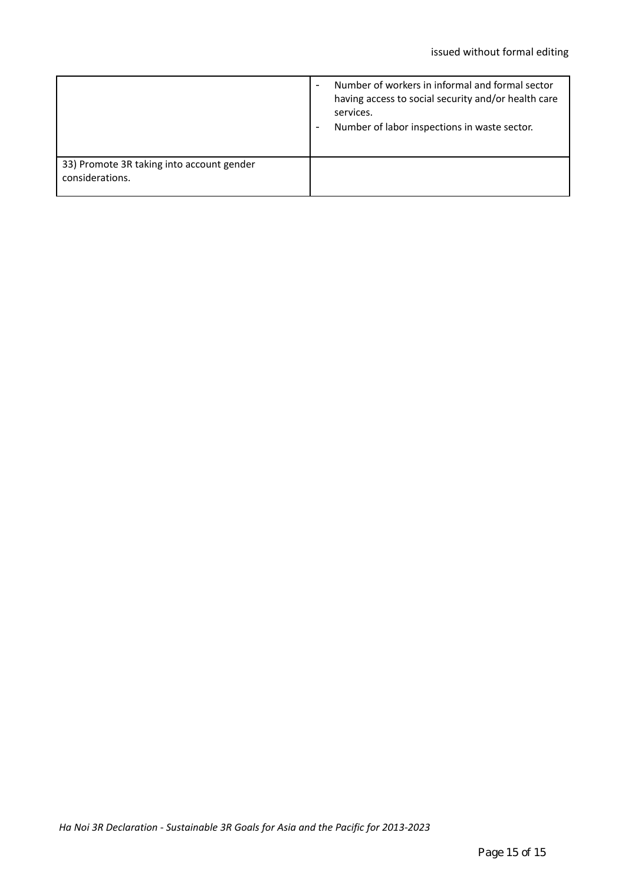| | |
|---|---|
| | - Number of workers in informal and formal sector having access to social security and/or health care services.<br>- Number of labor inspections in waste sector. |
| 33) Promote 3R taking into account gender considerations. | |